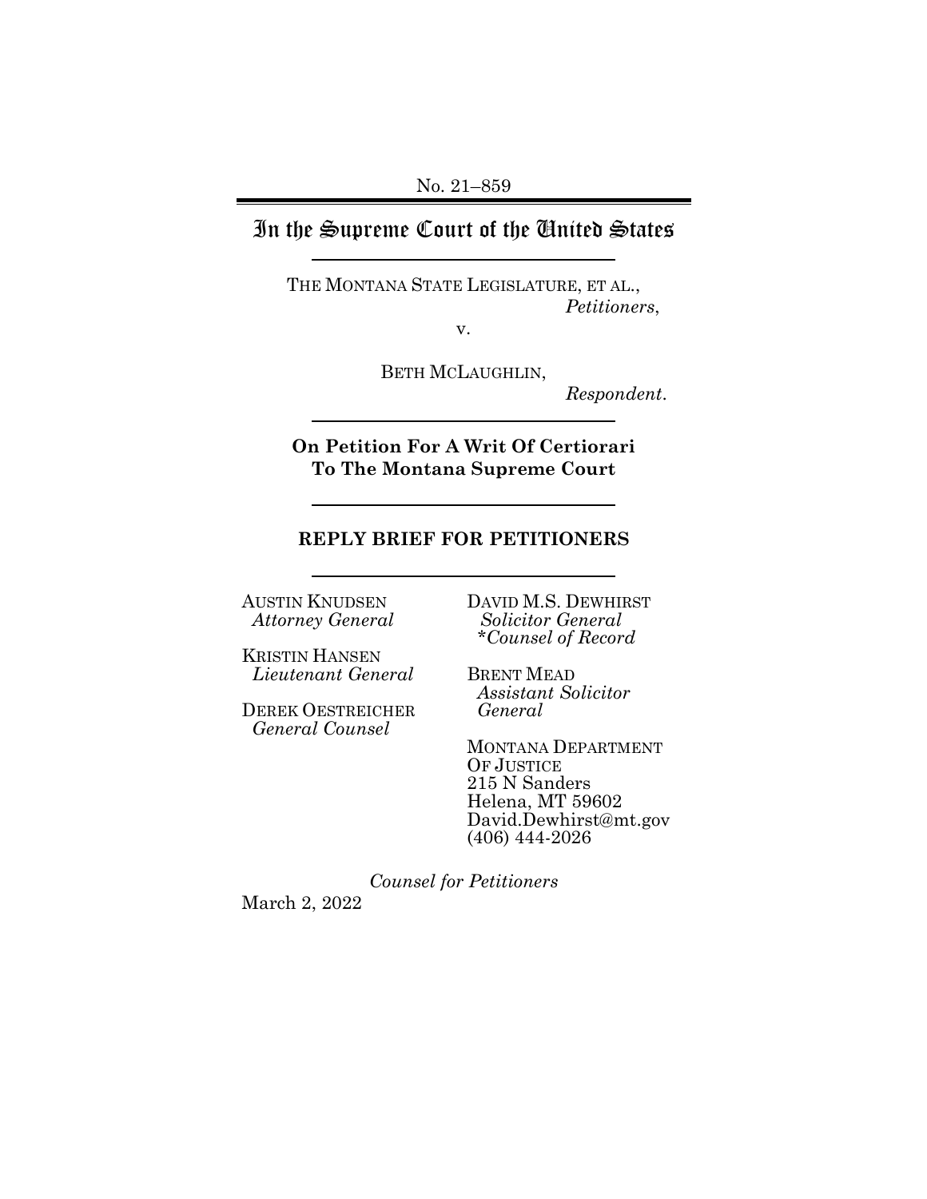No. 21–859

# In the Supreme Court of the United States

THE MONTANA STATE LEGISLATURE, ET AL.,
*Petitioners*,

v.

BETH MCLAUGHLIN,
*Respondent*.

**On Petition For A Writ Of Certiorari To The Montana Supreme Court**

**REPLY BRIEF FOR PETITIONERS**

AUSTIN KNUDSEN
*Attorney General*

KRISTIN HANSEN
*Lieutenant General*

DEREK OESTREICHER
*General Counsel*

DAVID M.S. DEWHIRST
*Solicitor General*
*\*Counsel of Record*

BRENT MEAD
*Assistant Solicitor General*

MONTANA DEPARTMENT OF JUSTICE
215 N Sanders
Helena, MT 59602
David.Dewhirst@mt.gov
(406) 444-2026

*Counsel for Petitioners*

March 2, 2022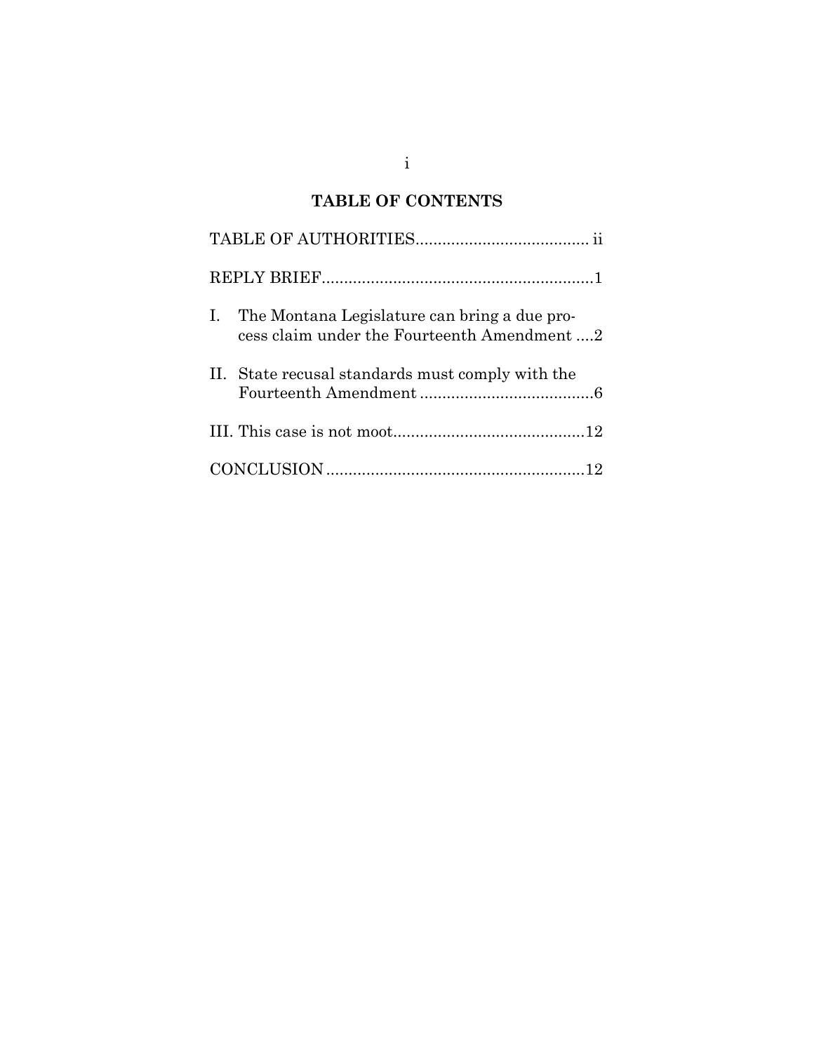# TABLE OF CONTENTS

TABLE OF AUTHORITIES ....................................... ii

REPLY BRIEF ............................................................. 1

I. The Montana Legislature can bring a due process claim under the Fourteenth Amendment .... 2

II. State recusal standards must comply with the Fourteenth Amendment ....................................... 6

III. This case is not moot ........................................... 12

CONCLUSION .......................................................... 12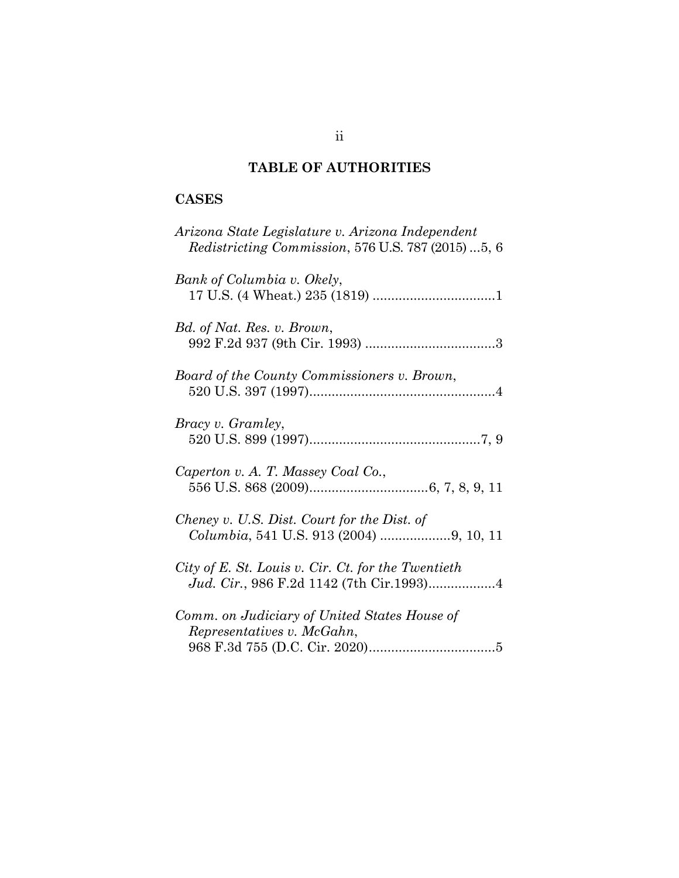## TABLE OF AUTHORITIES

### CASES

*Arizona State Legislature v. Arizona Independent Redistricting Commission*, 576 U.S. 787 (2015) ...5, 6

*Bank of Columbia v. Okely*, 17 U.S. (4 Wheat.) 235 (1819) .................................1

*Bd. of Nat. Res. v. Brown*, 992 F.2d 937 (9th Cir. 1993) ...................................3

*Board of the County Commissioners v. Brown*, 520 U.S. 397 (1997)..................................................4

*Bracy v. Gramley*, 520 U.S. 899 (1997)..............................................7, 9

*Caperton v. A. T. Massey Coal Co.*, 556 U.S. 868 (2009)................................6, 7, 8, 9, 11

*Cheney v. U.S. Dist. Court for the Dist. of Columbia*, 541 U.S. 913 (2004) ...................9, 10, 11

*City of E. St. Louis v. Cir. Ct. for the Twentieth Jud. Cir.*, 986 F.2d 1142 (7th Cir.1993)..................4

*Comm. on Judiciary of United States House of Representatives v. McGahn*, 968 F.3d 755 (D.C. Cir. 2020)..................................5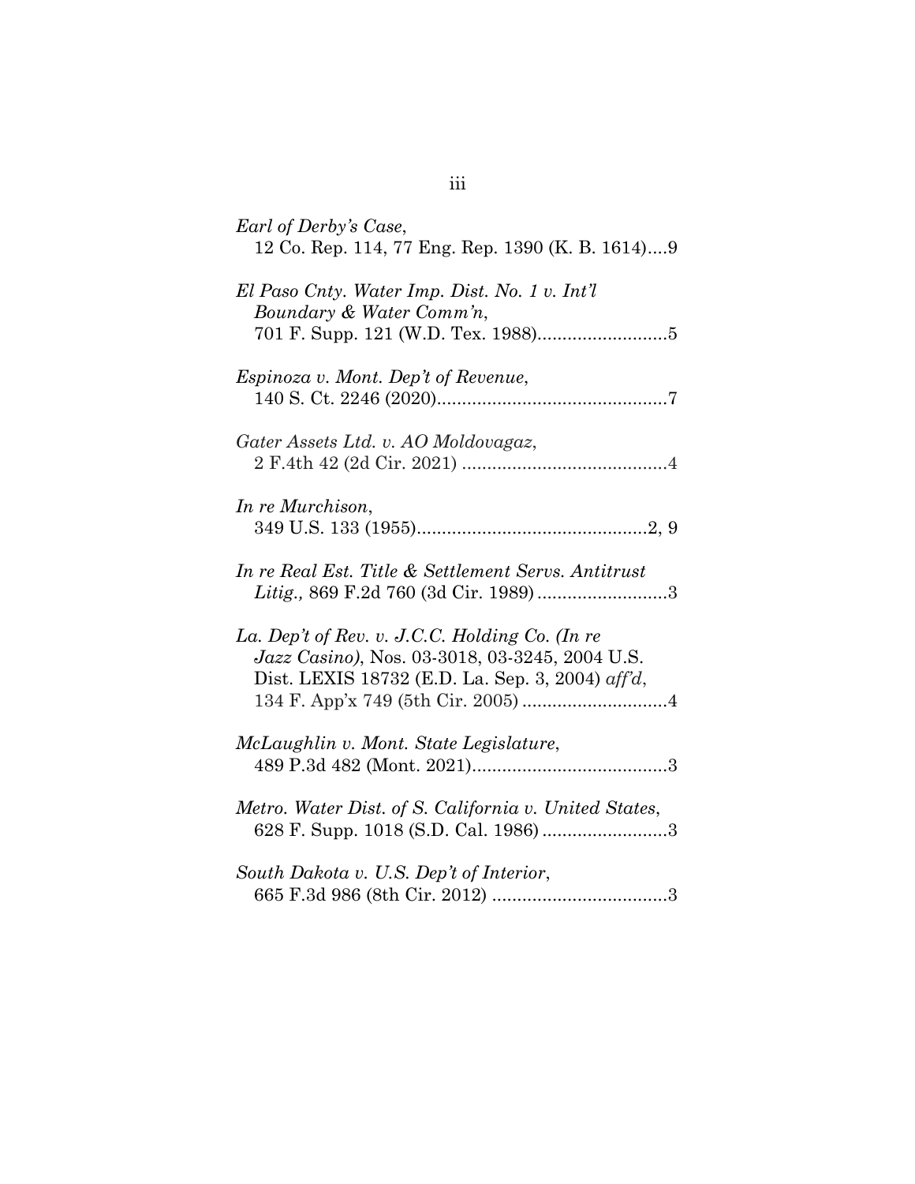*Earl of Derby's Case*,
12 Co. Rep. 114, 77 Eng. Rep. 1390 (K. B. 1614)....9

*El Paso Cnty. Water Imp. Dist. No. 1 v. Int'l Boundary & Water Comm'n*,
701 F. Supp. 121 (W.D. Tex. 1988)..........................5

*Espinoza v. Mont. Dep't of Revenue*,
140 S. Ct. 2246 (2020)..............................................7

*Gater Assets Ltd. v. AO Moldovagaz*,
2 F.4th 42 (2d Cir. 2021) .........................................4

*In re Murchison*,
349 U.S. 133 (1955)..............................................2, 9

*In re Real Est. Title & Settlement Servs. Antitrust Litig.,* 869 F.2d 760 (3d Cir. 1989) ..........................3

*La. Dep't of Rev. v. J.C.C. Holding Co. (In re Jazz Casino)*, Nos. 03-3018, 03-3245, 2004 U.S. Dist. LEXIS 18732 (E.D. La. Sep. 3, 2004) *aff'd*,
134 F. App'x 749 (5th Cir. 2005) .............................4

*McLaughlin v. Mont. State Legislature*,
489 P.3d 482 (Mont. 2021).......................................3

*Metro. Water Dist. of S. California v. United States*,
628 F. Supp. 1018 (S.D. Cal. 1986) .........................3

*South Dakota v. U.S. Dep't of Interior*,
665 F.3d 986 (8th Cir. 2012) ...................................3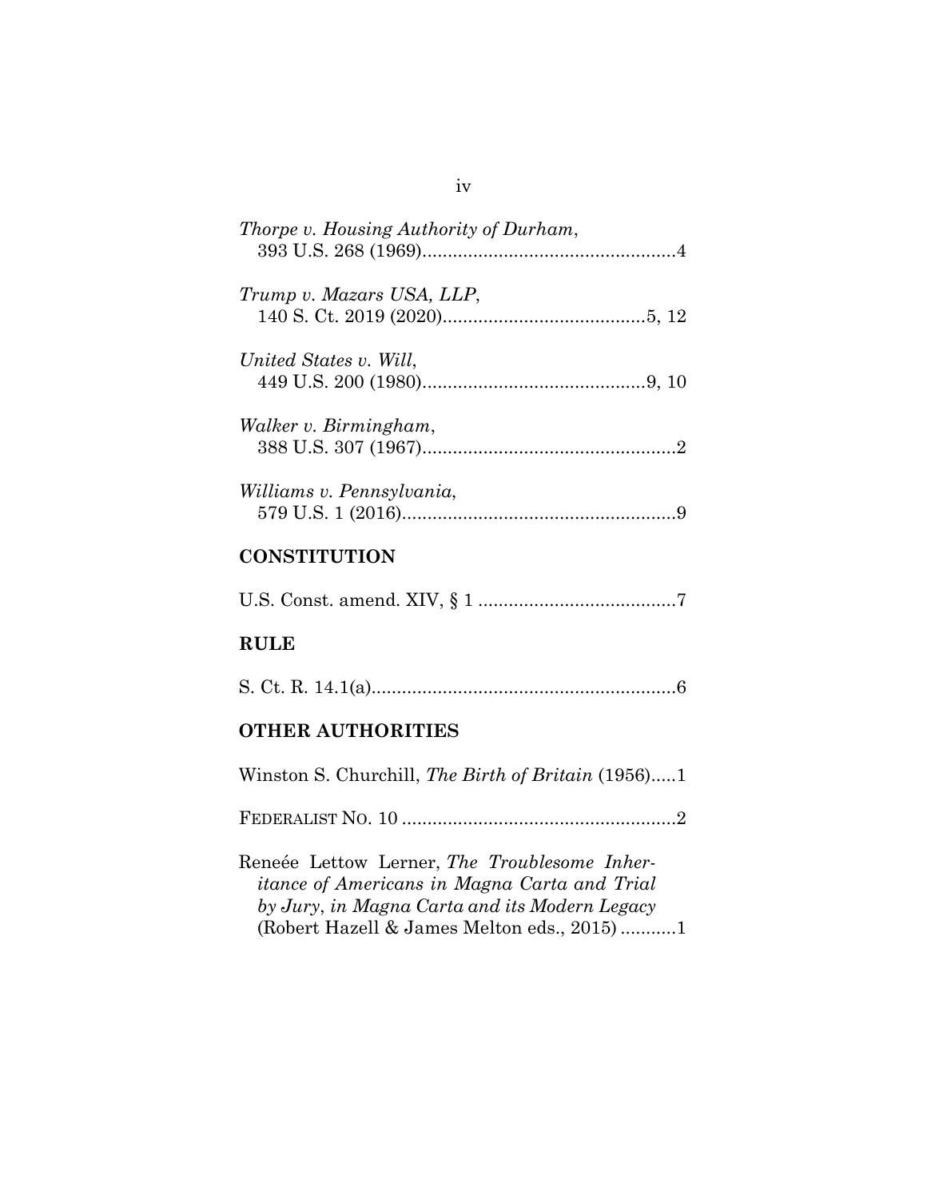*Thorpe v. Housing Authority of Durham*,
393 U.S. 268 (1969)..................................................4

*Trump v. Mazars USA, LLP*,
140 S. Ct. 2019 (2020)........................................5, 12

*United States v. Will*,
449 U.S. 200 (1980)............................................9, 10

*Walker v. Birmingham*,
388 U.S. 307 (1967)..................................................2

*Williams v. Pennsylvania*,
579 U.S. 1 (2016)......................................................9

## CONSTITUTION

U.S. Const. amend. XIV, § 1 .......................................7

## RULE

S. Ct. R. 14.1(a)............................................................6

## OTHER AUTHORITIES

Winston S. Churchill, *The Birth of Britain* (1956).....1

FEDERALIST NO. 10 ......................................................2

Reneée Lettow Lerner, *The Troublesome Inheritance of Americans in Magna Carta and Trial by Jury*, *in Magna Carta and its Modern Legacy* (Robert Hazell & James Melton eds., 2015) ...........1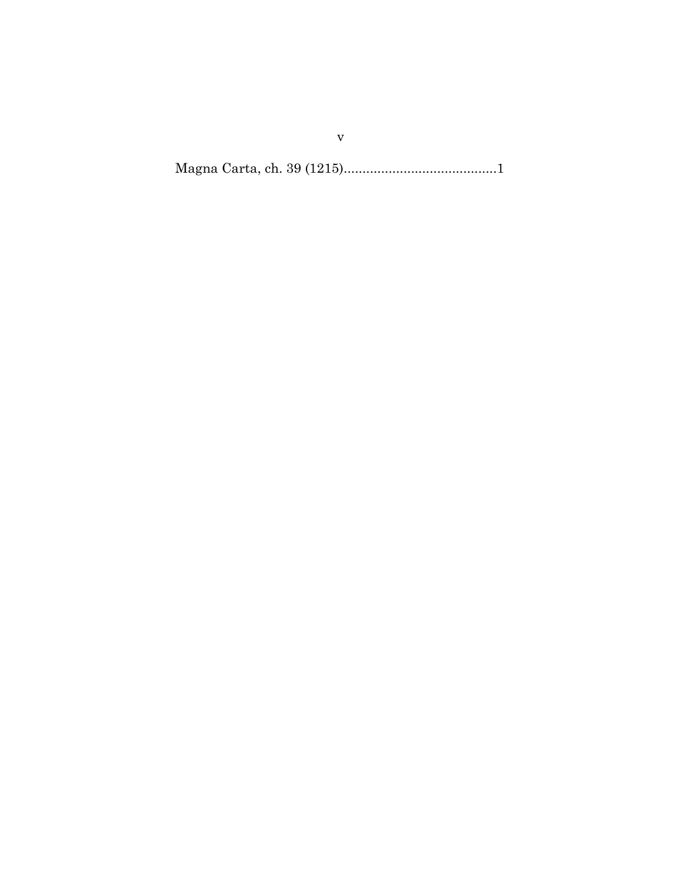Magna Carta, ch. 39 (1215).........................................1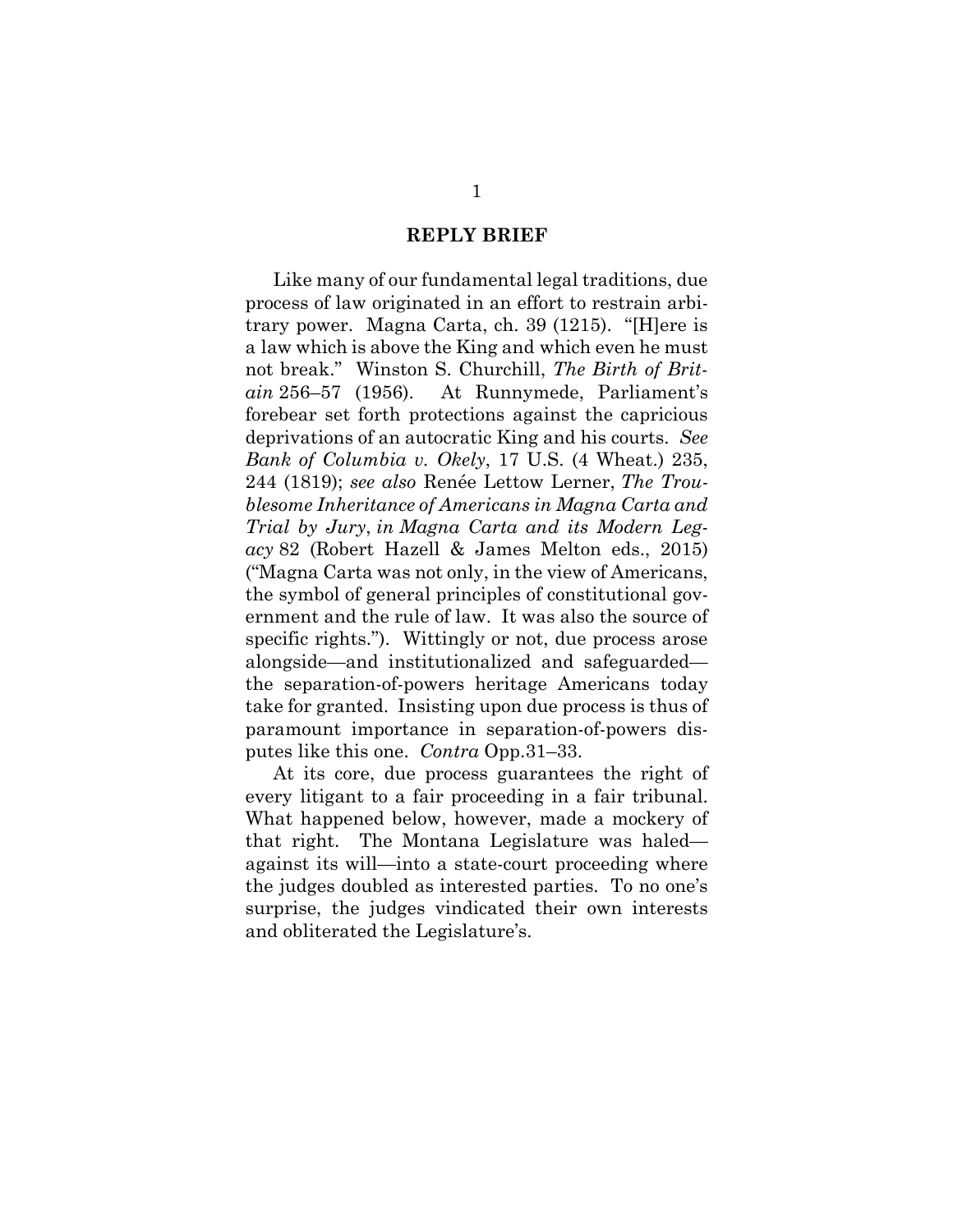## REPLY BRIEF

Like many of our fundamental legal traditions, due process of law originated in an effort to restrain arbitrary power. Magna Carta, ch. 39 (1215). "[H]ere is a law which is above the King and which even he must not break." Winston S. Churchill, *The Birth of Britain* 256–57 (1956). At Runnymede, Parliament's forebear set forth protections against the capricious deprivations of an autocratic King and his courts. *See Bank of Columbia v. Okely*, 17 U.S. (4 Wheat.) 235, 244 (1819); *see also* Renée Lettow Lerner, *The Troublesome Inheritance of Americans in Magna Carta and Trial by Jury*, *in Magna Carta and its Modern Legacy* 82 (Robert Hazell & James Melton eds., 2015) ("Magna Carta was not only, in the view of Americans, the symbol of general principles of constitutional government and the rule of law. It was also the source of specific rights."). Wittingly or not, due process arose alongside—and institutionalized and safeguarded—the separation-of-powers heritage Americans today take for granted. Insisting upon due process is thus of paramount importance in separation-of-powers disputes like this one. *Contra* Opp.31–33.

At its core, due process guarantees the right of every litigant to a fair proceeding in a fair tribunal. What happened below, however, made a mockery of that right. The Montana Legislature was haled—against its will—into a state-court proceeding where the judges doubled as interested parties. To no one's surprise, the judges vindicated their own interests and obliterated the Legislature's.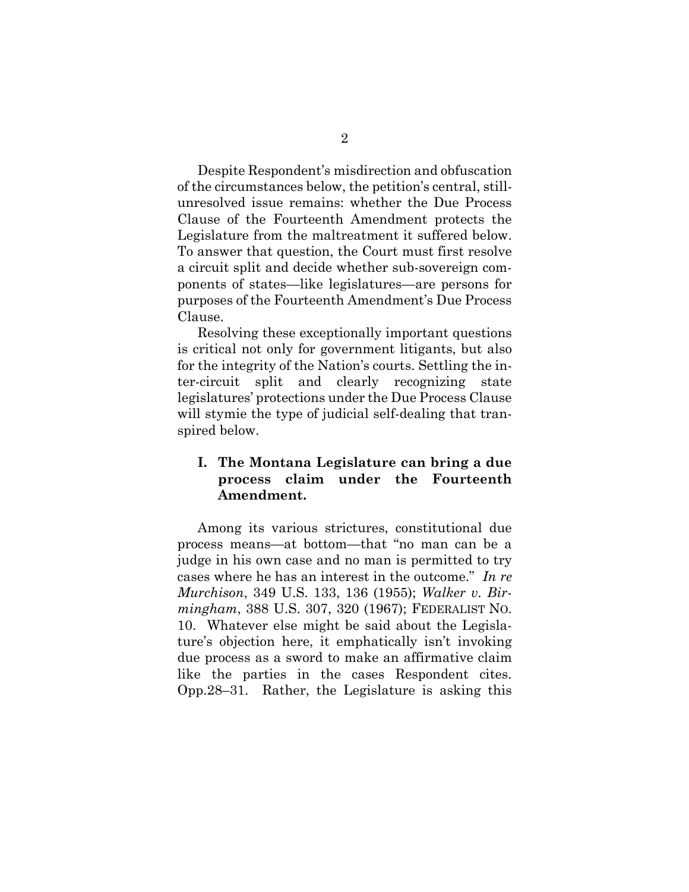Despite Respondent's misdirection and obfuscation of the circumstances below, the petition's central, still-unresolved issue remains: whether the Due Process Clause of the Fourteenth Amendment protects the Legislature from the maltreatment it suffered below. To answer that question, the Court must first resolve a circuit split and decide whether sub-sovereign components of states—like legislatures—are persons for purposes of the Fourteenth Amendment's Due Process Clause.

Resolving these exceptionally important questions is critical not only for government litigants, but also for the integrity of the Nation's courts. Settling the inter-circuit split and clearly recognizing state legislatures' protections under the Due Process Clause will stymie the type of judicial self-dealing that transpired below.

## I. The Montana Legislature can bring a due process claim under the Fourteenth Amendment.

Among its various strictures, constitutional due process means—at bottom—that "no man can be a judge in his own case and no man is permitted to try cases where he has an interest in the outcome." *In re Murchison*, 349 U.S. 133, 136 (1955); *Walker v. Birmingham*, 388 U.S. 307, 320 (1967); FEDERALIST NO. 10. Whatever else might be said about the Legislature's objection here, it emphatically isn't invoking due process as a sword to make an affirmative claim like the parties in the cases Respondent cites. Opp.28–31. Rather, the Legislature is asking this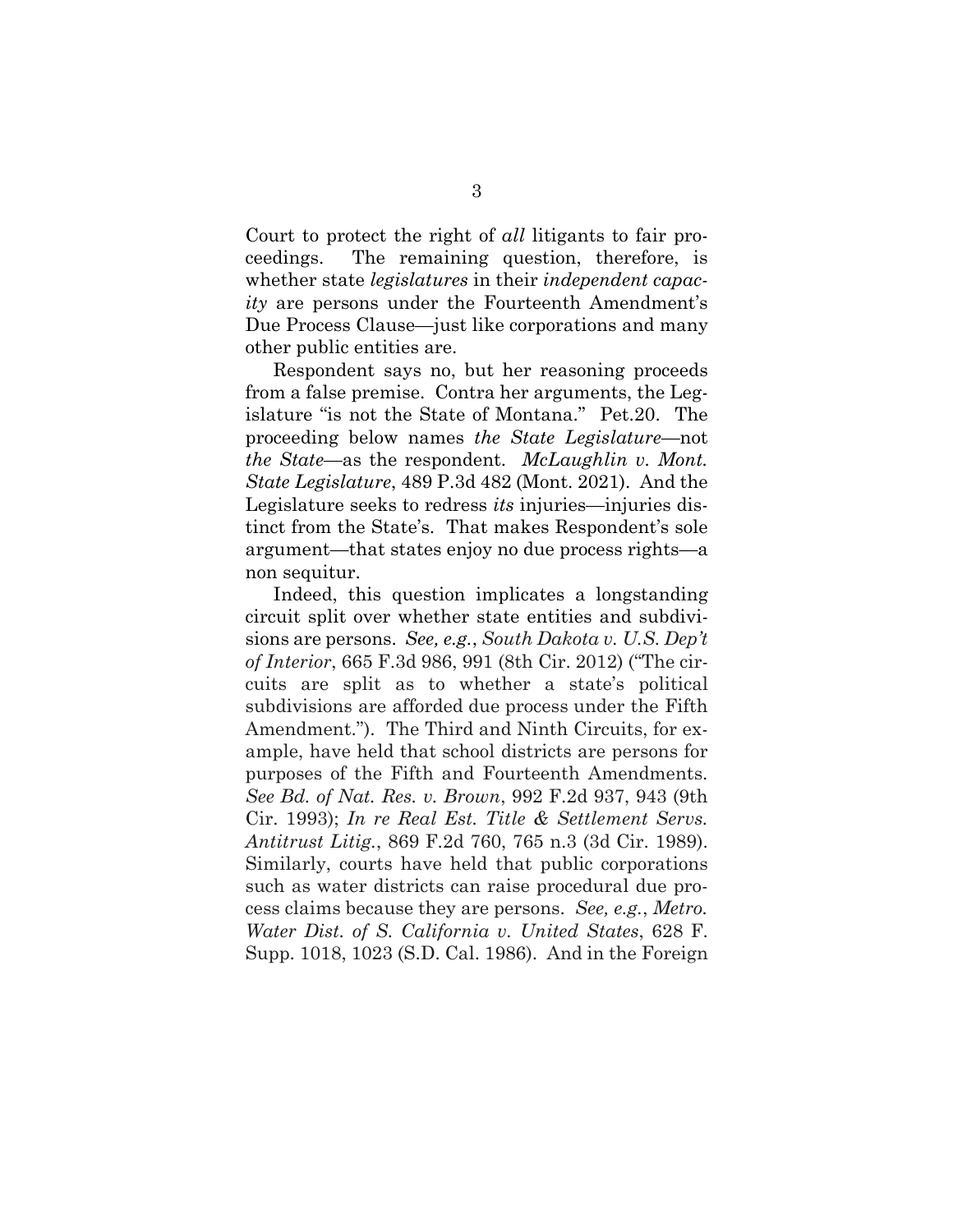Court to protect the right of *all* litigants to fair proceedings. The remaining question, therefore, is whether state *legislatures* in their *independent capacity* are persons under the Fourteenth Amendment's Due Process Clause—just like corporations and many other public entities are.

Respondent says no, but her reasoning proceeds from a false premise. Contra her arguments, the Legislature "is not the State of Montana." Pet.20. The proceeding below names *the State Legislature*—not *the State*—as the respondent. *McLaughlin v. Mont. State Legislature*, 489 P.3d 482 (Mont. 2021). And the Legislature seeks to redress *its* injuries—injuries distinct from the State's. That makes Respondent's sole argument—that states enjoy no due process rights—a non sequitur.

Indeed, this question implicates a longstanding circuit split over whether state entities and subdivisions are persons. *See, e.g.*, *South Dakota v. U.S. Dep't of Interior*, 665 F.3d 986, 991 (8th Cir. 2012) ("The circuits are split as to whether a state's political subdivisions are afforded due process under the Fifth Amendment."). The Third and Ninth Circuits, for example, have held that school districts are persons for purposes of the Fifth and Fourteenth Amendments. *See Bd. of Nat. Res. v. Brown*, 992 F.2d 937, 943 (9th Cir. 1993); *In re Real Est. Title & Settlement Servs. Antitrust Litig.*, 869 F.2d 760, 765 n.3 (3d Cir. 1989). Similarly, courts have held that public corporations such as water districts can raise procedural due process claims because they are persons. *See, e.g.*, *Metro. Water Dist. of S. California v. United States*, 628 F. Supp. 1018, 1023 (S.D. Cal. 1986). And in the Foreign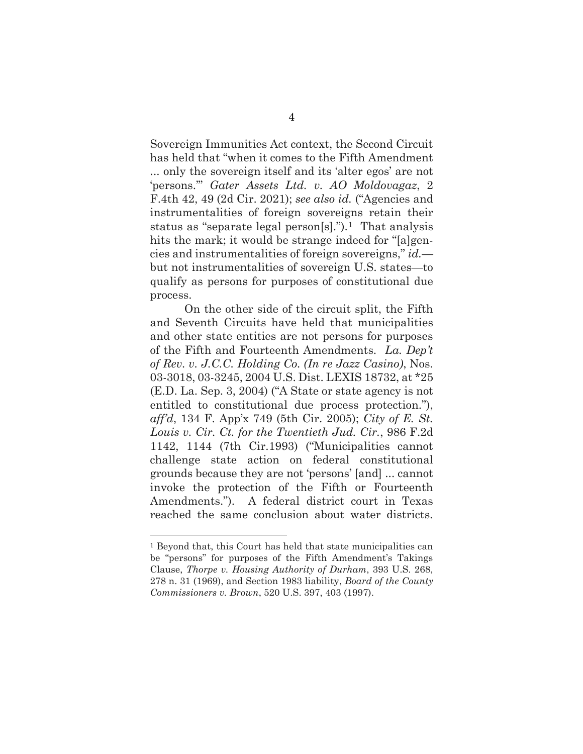Sovereign Immunities Act context, the Second Circuit has held that "when it comes to the Fifth Amendment ... only the sovereign itself and its 'alter egos' are not 'persons.'" *Gater Assets Ltd. v. AO Moldovagaz*, 2 F.4th 42, 49 (2d Cir. 2021); *see also id.* ("Agencies and instrumentalities of foreign sovereigns retain their status as "separate legal person[s]."). [1] That analysis hits the mark; it would be strange indeed for "[a]gencies and instrumentalities of foreign sovereigns," *id.*—but not instrumentalities of sovereign U.S. states—to qualify as persons for purposes of constitutional due process.

On the other side of the circuit split, the Fifth and Seventh Circuits have held that municipalities and other state entities are not persons for purposes of the Fifth and Fourteenth Amendments. *La. Dep't of Rev. v. J.C.C. Holding Co. (In re Jazz Casino)*, Nos. 03-3018, 03-3245, 2004 U.S. Dist. LEXIS 18732, at *25 (E.D. La. Sep. 3, 2004) ("A State or state agency is not entitled to constitutional due process protection."), *aff'd*, 134 F. App'x 749 (5th Cir. 2005); *City of E. St. Louis v. Cir. Ct. for the Twentieth Jud. Cir.*, 986 F.2d 1142, 1144 (7th Cir.1993) ("Municipalities cannot challenge state action on federal constitutional grounds because they are not 'persons' [and] ... cannot invoke the protection of the Fifth or Fourteenth Amendments."). A federal district court in Texas reached the same conclusion about water districts.

---

[1] Beyond that, this Court has held that state municipalities can be "persons" for purposes of the Fifth Amendment's Takings Clause, *Thorpe v. Housing Authority of Durham*, 393 U.S. 268, 278 n. 31 (1969), and Section 1983 liability, *Board of the County Commissioners v. Brown*, 520 U.S. 397, 403 (1997).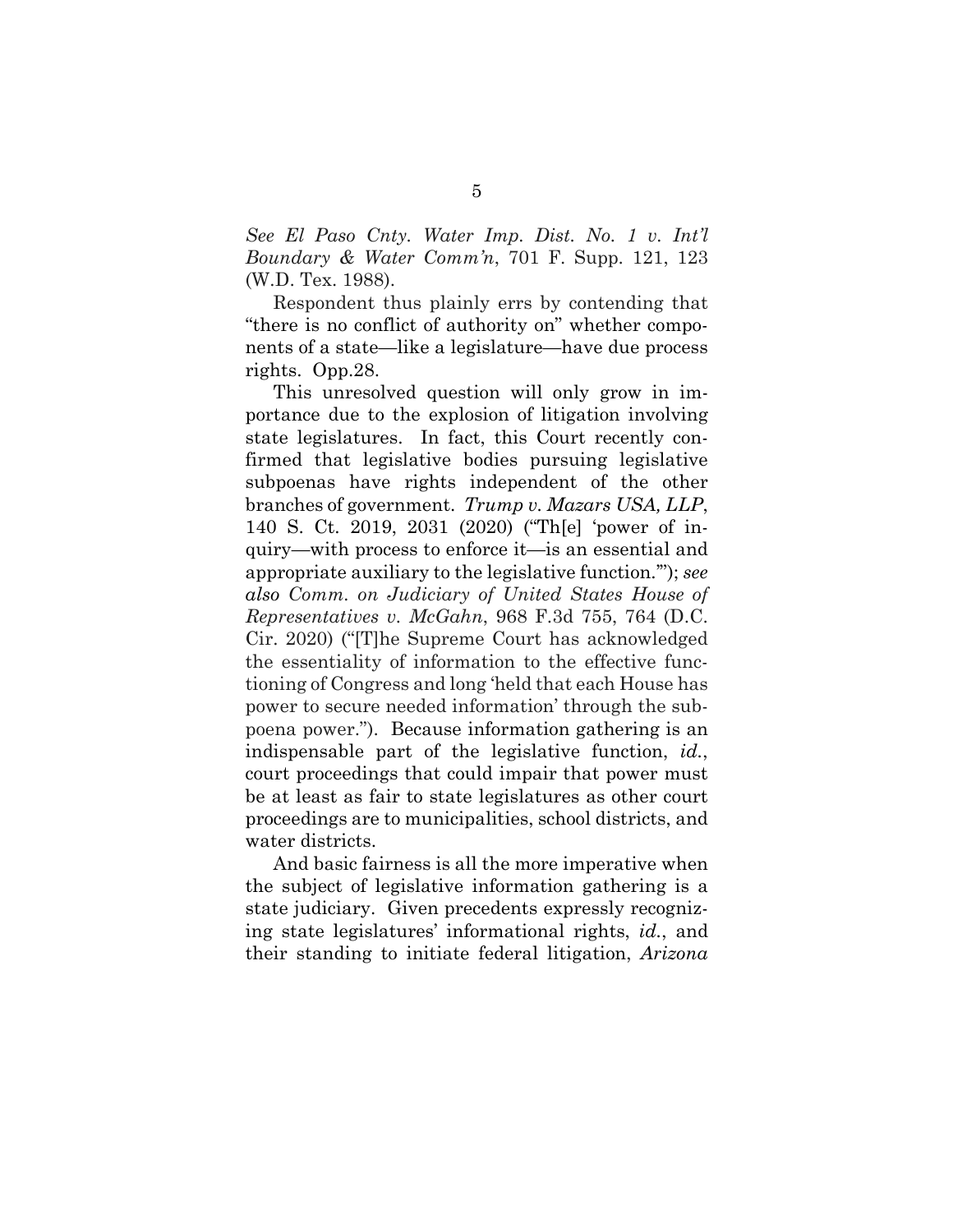*See El Paso Cnty. Water Imp. Dist. No. 1 v. Int'l Boundary & Water Comm'n*, 701 F. Supp. 121, 123 (W.D. Tex. 1988).

Respondent thus plainly errs by contending that "there is no conflict of authority on" whether components of a state—like a legislature—have due process rights. Opp.28.

This unresolved question will only grow in importance due to the explosion of litigation involving state legislatures. In fact, this Court recently confirmed that legislative bodies pursuing legislative subpoenas have rights independent of the other branches of government. *Trump v. Mazars USA, LLP*, 140 S. Ct. 2019, 2031 (2020) ("Th[e] 'power of inquiry—with process to enforce it—is an essential and appropriate auxiliary to the legislative function.'"); *see also Comm. on Judiciary of United States House of Representatives v. McGahn*, 968 F.3d 755, 764 (D.C. Cir. 2020) ("[T]he Supreme Court has acknowledged the essentiality of information to the effective functioning of Congress and long 'held that each House has power to secure needed information' through the subpoena power."). Because information gathering is an indispensable part of the legislative function, *id.*, court proceedings that could impair that power must be at least as fair to state legislatures as other court proceedings are to municipalities, school districts, and water districts.

And basic fairness is all the more imperative when the subject of legislative information gathering is a state judiciary. Given precedents expressly recognizing state legislatures' informational rights, *id.*, and their standing to initiate federal litigation, *Arizona*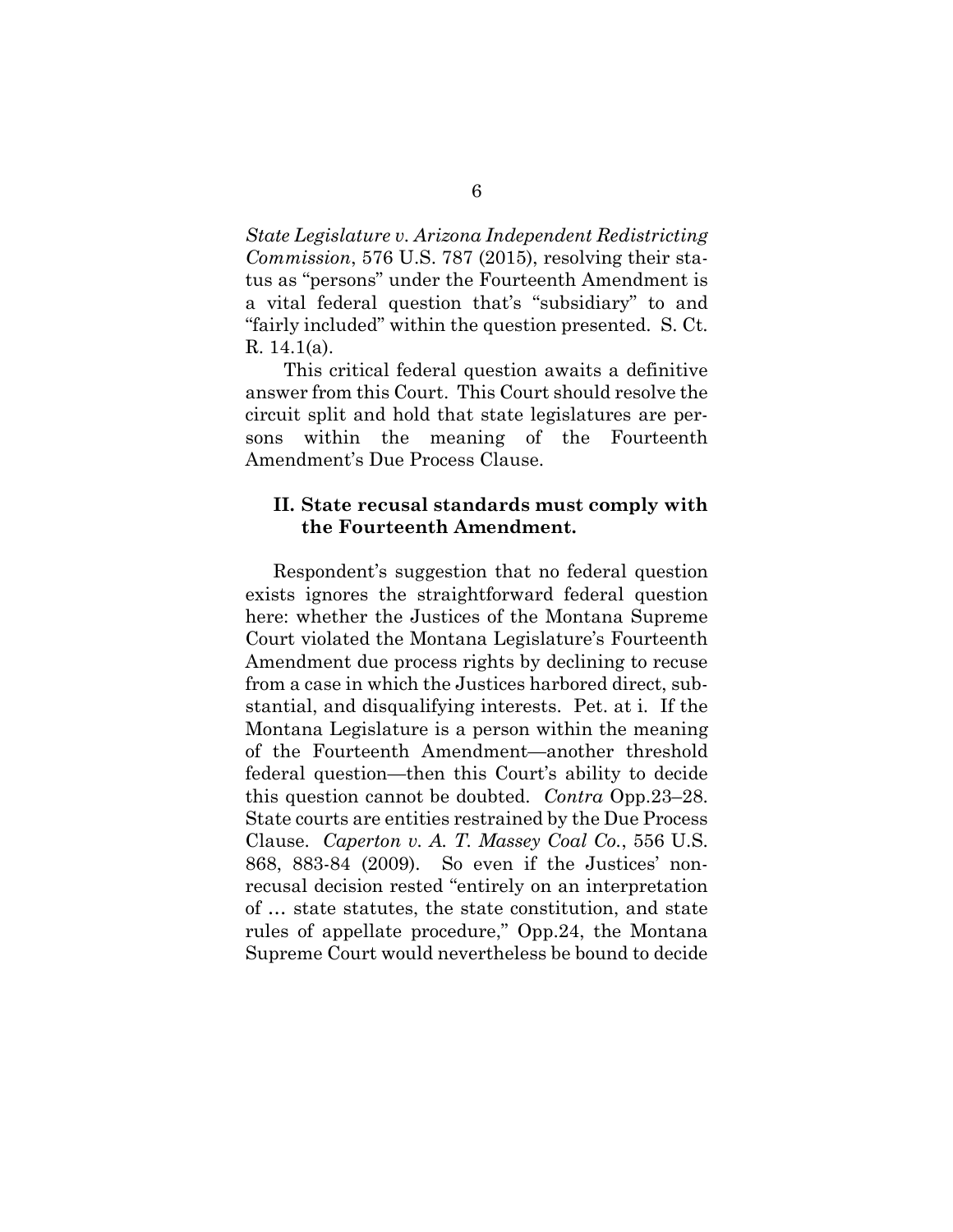*State Legislature v. Arizona Independent Redistricting Commission*, 576 U.S. 787 (2015), resolving their status as "persons" under the Fourteenth Amendment is a vital federal question that's "subsidiary" to and "fairly included" within the question presented. S. Ct. R. 14.1(a).

This critical federal question awaits a definitive answer from this Court. This Court should resolve the circuit split and hold that state legislatures are persons within the meaning of the Fourteenth Amendment's Due Process Clause.

## II. State recusal standards must comply with the Fourteenth Amendment.

Respondent's suggestion that no federal question exists ignores the straightforward federal question here: whether the Justices of the Montana Supreme Court violated the Montana Legislature's Fourteenth Amendment due process rights by declining to recuse from a case in which the Justices harbored direct, substantial, and disqualifying interests. Pet. at i. If the Montana Legislature is a person within the meaning of the Fourteenth Amendment—another threshold federal question—then this Court's ability to decide this question cannot be doubted. *Contra* Opp.23–28. State courts are entities restrained by the Due Process Clause. *Caperton v. A. T. Massey Coal Co.*, 556 U.S. 868, 883-84 (2009). So even if the Justices' nonrecusal decision rested "entirely on an interpretation of … state statutes, the state constitution, and state rules of appellate procedure," Opp.24, the Montana Supreme Court would nevertheless be bound to decide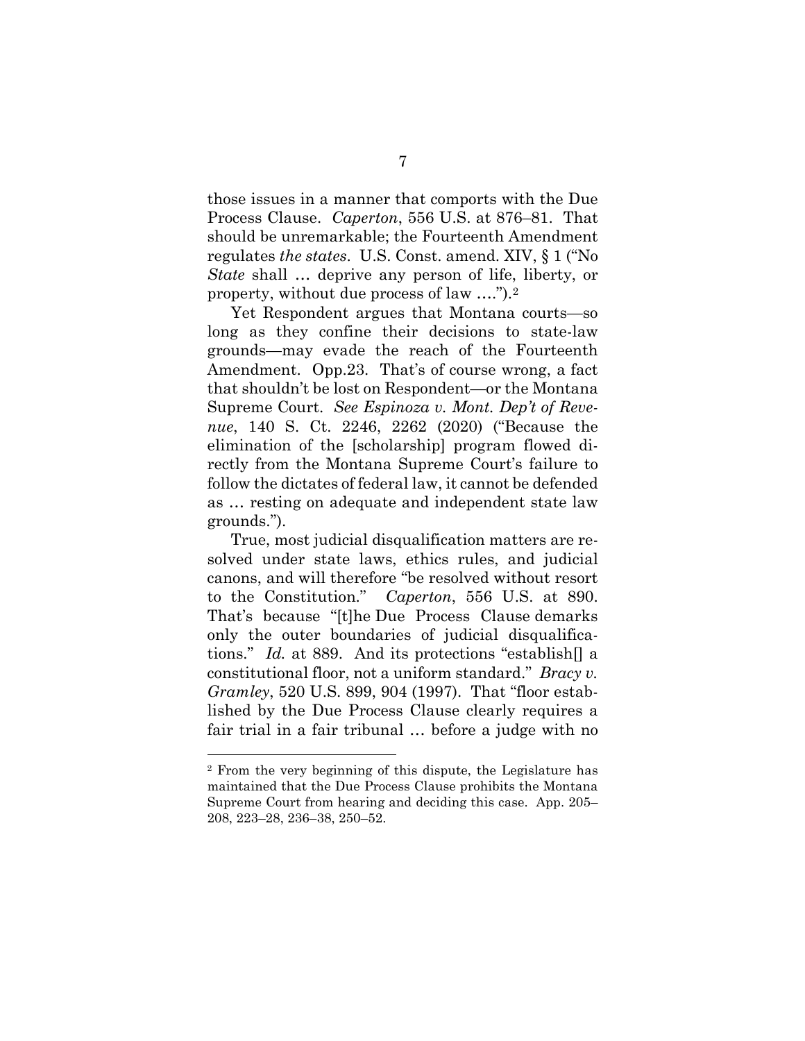those issues in a manner that comports with the Due Process Clause. *Caperton*, 556 U.S. at 876–81. That should be unremarkable; the Fourteenth Amendment regulates *the states*. U.S. Const. amend. XIV, § 1 ("No *State* shall … deprive any person of life, liberty, or property, without due process of law ….").[2]

Yet Respondent argues that Montana courts—so long as they confine their decisions to state-law grounds—may evade the reach of the Fourteenth Amendment. Opp.23. That's of course wrong, a fact that shouldn't be lost on Respondent—or the Montana Supreme Court. *See Espinoza v. Mont. Dep't of Revenue*, 140 S. Ct. 2246, 2262 (2020) ("Because the elimination of the [scholarship] program flowed directly from the Montana Supreme Court's failure to follow the dictates of federal law, it cannot be defended as … resting on adequate and independent state law grounds.").

True, most judicial disqualification matters are resolved under state laws, ethics rules, and judicial canons, and will therefore "be resolved without resort to the Constitution." *Caperton*, 556 U.S. at 890. That's because "[t]he Due Process Clause demarks only the outer boundaries of judicial disqualifications." *Id.* at 889. And its protections "establish[] a constitutional floor, not a uniform standard." *Bracy v. Gramley*, 520 U.S. 899, 904 (1997). That "floor established by the Due Process Clause clearly requires a fair trial in a fair tribunal … before a judge with no

---

[2] From the very beginning of this dispute, the Legislature has maintained that the Due Process Clause prohibits the Montana Supreme Court from hearing and deciding this case. App. 205–208, 223–28, 236–38, 250–52.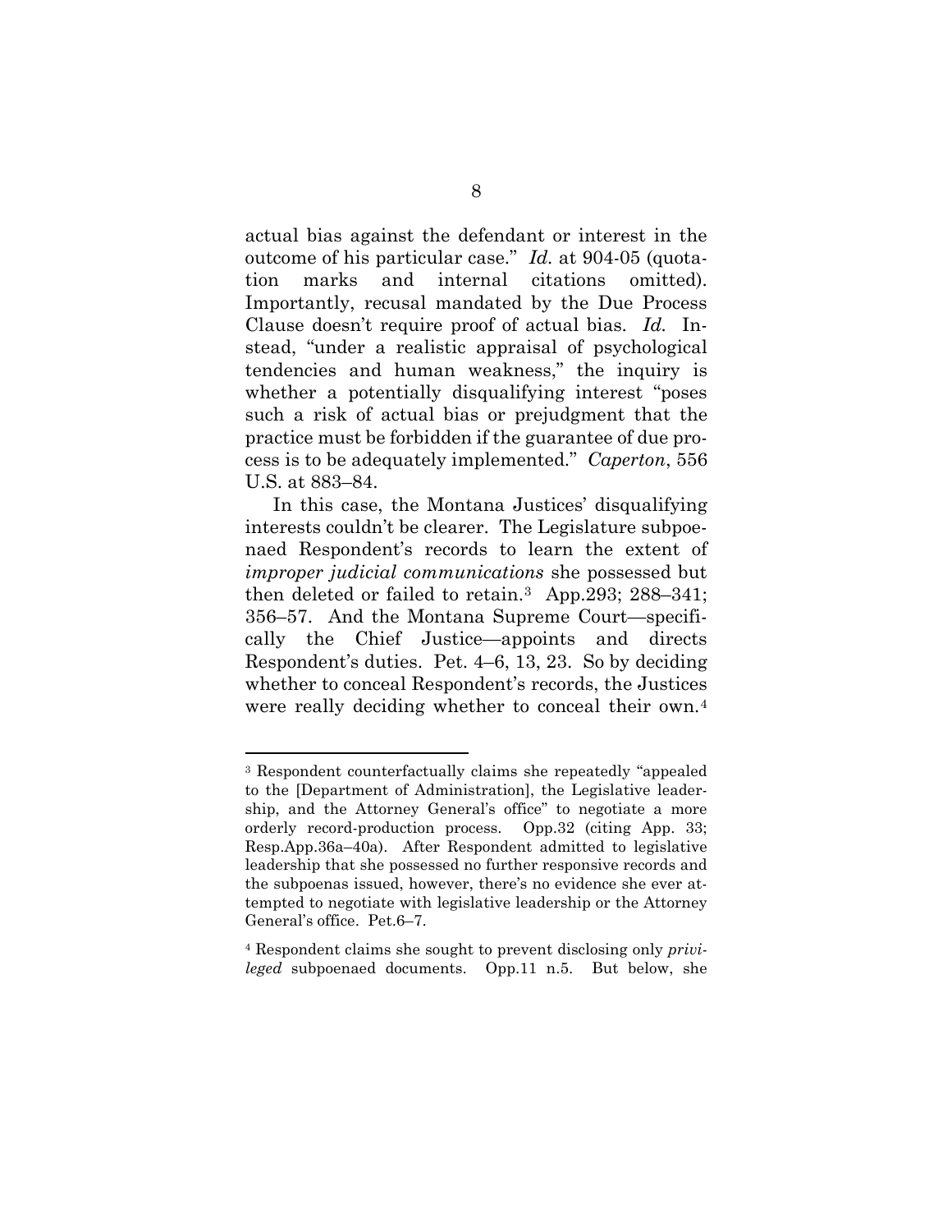actual bias against the defendant or interest in the outcome of his particular case." *Id.* at 904-05 (quotation marks and internal citations omitted). Importantly, recusal mandated by the Due Process Clause doesn't require proof of actual bias. *Id.* Instead, "under a realistic appraisal of psychological tendencies and human weakness," the inquiry is whether a potentially disqualifying interest "poses such a risk of actual bias or prejudgment that the practice must be forbidden if the guarantee of due process is to be adequately implemented." *Caperton*, 556 U.S. at 883–84.

In this case, the Montana Justices' disqualifying interests couldn't be clearer. The Legislature subpoenaed Respondent's records to learn the extent of *improper judicial communications* she possessed but then deleted or failed to retain.[3] App.293; 288–341; 356–57. And the Montana Supreme Court—specifically the Chief Justice—appoints and directs Respondent's duties. Pet. 4–6, 13, 23. So by deciding whether to conceal Respondent's records, the Justices were really deciding whether to conceal their own.[4]

---

[3] Respondent counterfactually claims she repeatedly "appealed to the [Department of Administration], the Legislative leadership, and the Attorney General's office" to negotiate a more orderly record-production process. Opp.32 (citing App. 33; Resp.App.36a–40a). After Respondent admitted to legislative leadership that she possessed no further responsive records and the subpoenas issued, however, there's no evidence she ever attempted to negotiate with legislative leadership or the Attorney General's office. Pet.6–7.

[4] Respondent claims she sought to prevent disclosing only *privileged* subpoenaed documents. Opp.11 n.5. But below, she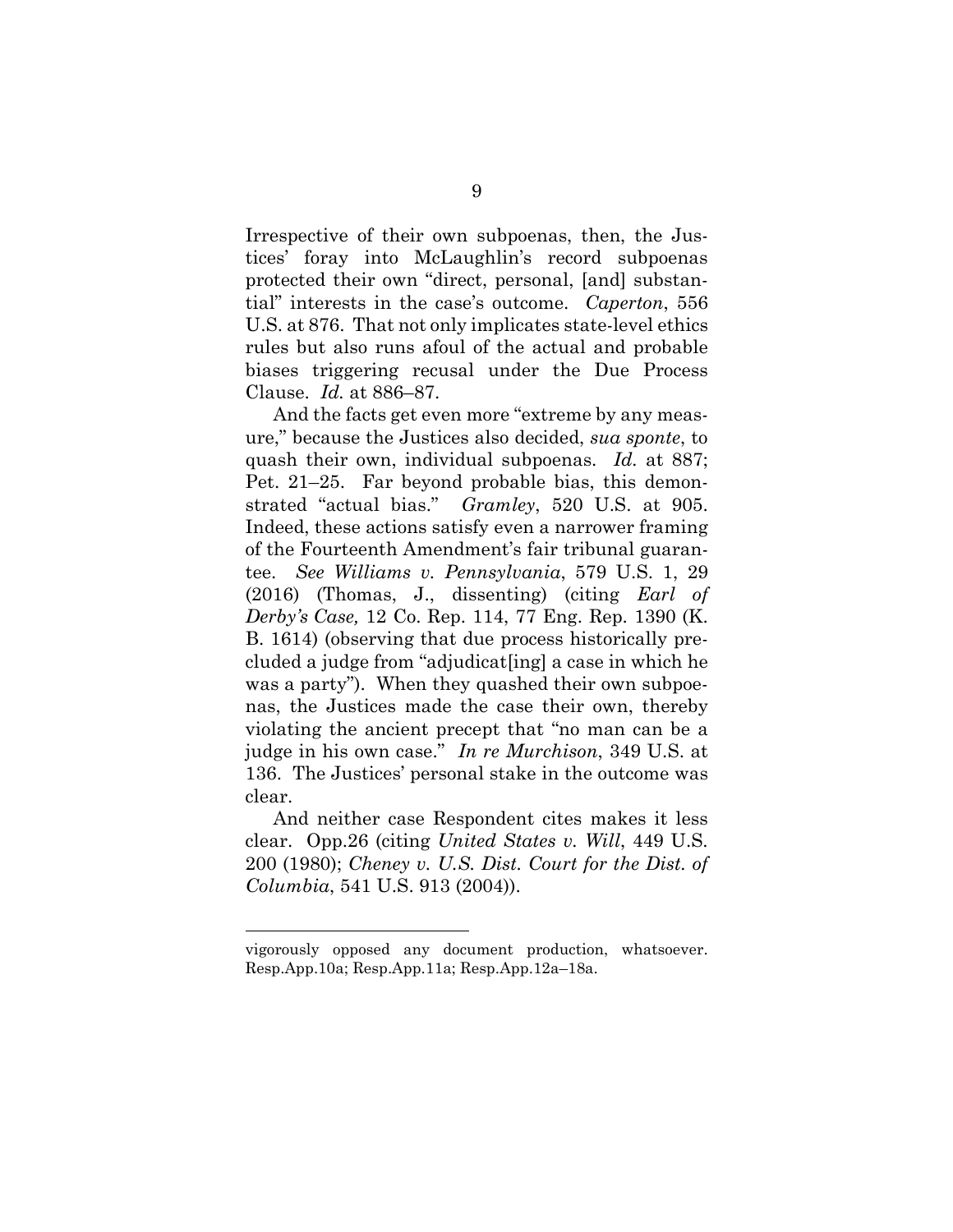Irrespective of their own subpoenas, then, the Justices' foray into McLaughlin's record subpoenas protected their own "direct, personal, [and] substantial" interests in the case's outcome. *Caperton*, 556 U.S. at 876. That not only implicates state-level ethics rules but also runs afoul of the actual and probable biases triggering recusal under the Due Process Clause. *Id.* at 886–87.

And the facts get even more "extreme by any measure," because the Justices also decided, *sua sponte*, to quash their own, individual subpoenas. *Id.* at 887; Pet. 21–25. Far beyond probable bias, this demonstrated "actual bias." *Gramley*, 520 U.S. at 905. Indeed, these actions satisfy even a narrower framing of the Fourteenth Amendment's fair tribunal guarantee. *See Williams v. Pennsylvania*, 579 U.S. 1, 29 (2016) (Thomas, J., dissenting) (citing *Earl of Derby's Case,* 12 Co. Rep. 114, 77 Eng. Rep. 1390 (K. B. 1614) (observing that due process historically precluded a judge from "adjudicat[ing] a case in which he was a party"). When they quashed their own subpoenas, the Justices made the case their own, thereby violating the ancient precept that "no man can be a judge in his own case." *In re Murchison*, 349 U.S. at 136. The Justices' personal stake in the outcome was clear.

And neither case Respondent cites makes it less clear. Opp.26 (citing *United States v. Will*, 449 U.S. 200 (1980); *Cheney v. U.S. Dist. Court for the Dist. of Columbia*, 541 U.S. 913 (2004)).

---

vigorously opposed any document production, whatsoever. Resp.App.10a; Resp.App.11a; Resp.App.12a–18a.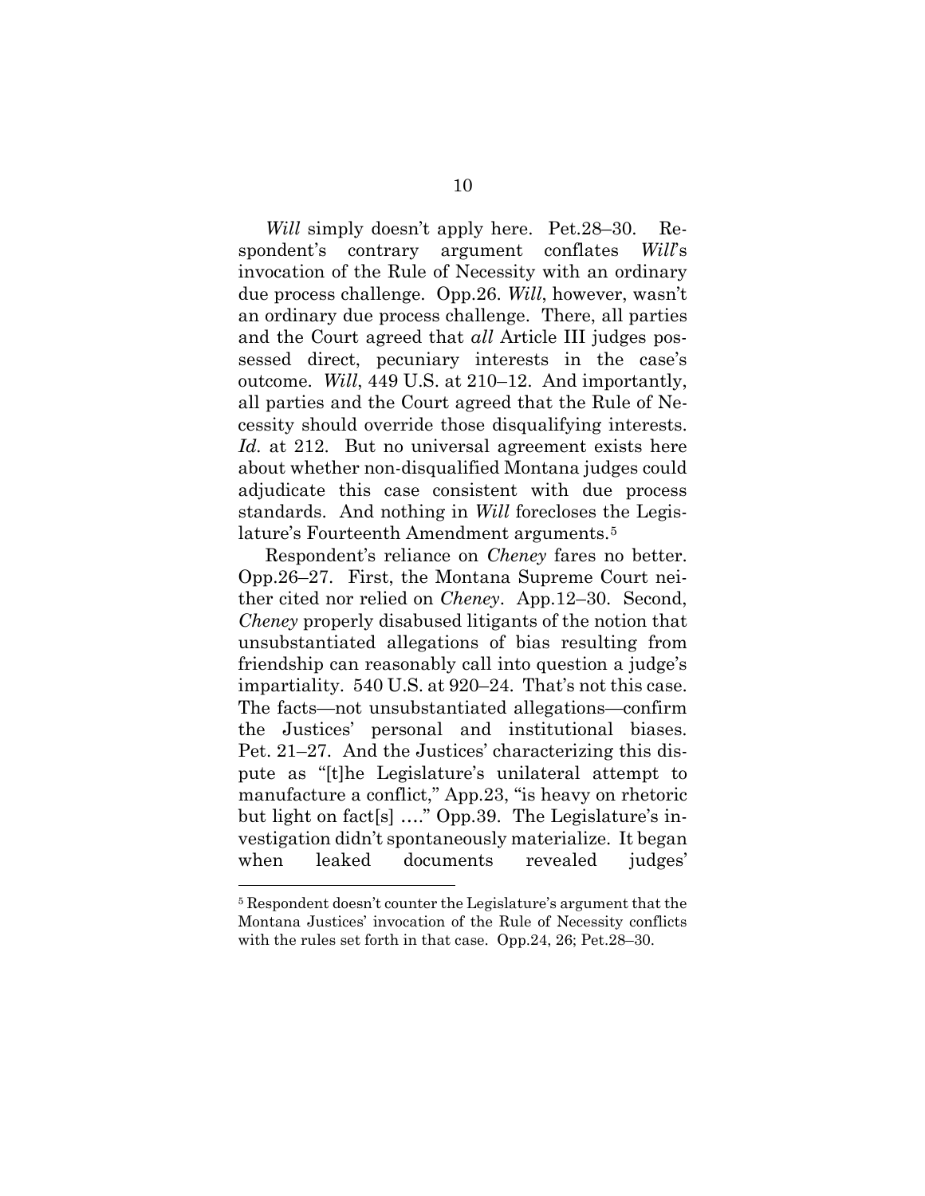*Will* simply doesn't apply here. Pet.28–30. Respondent's contrary argument conflates *Will*'s invocation of the Rule of Necessity with an ordinary due process challenge. Opp.26. *Will*, however, wasn't an ordinary due process challenge. There, all parties and the Court agreed that *all* Article III judges possessed direct, pecuniary interests in the case's outcome. *Will*, 449 U.S. at 210–12. And importantly, all parties and the Court agreed that the Rule of Necessity should override those disqualifying interests. *Id.* at 212. But no universal agreement exists here about whether non-disqualified Montana judges could adjudicate this case consistent with due process standards. And nothing in *Will* forecloses the Legislature's Fourteenth Amendment arguments.[5]

Respondent's reliance on *Cheney* fares no better. Opp.26–27. First, the Montana Supreme Court neither cited nor relied on *Cheney*. App.12–30. Second, *Cheney* properly disabused litigants of the notion that unsubstantiated allegations of bias resulting from friendship can reasonably call into question a judge's impartiality. 540 U.S. at 920–24. That's not this case. The facts—not unsubstantiated allegations—confirm the Justices' personal and institutional biases. Pet. 21–27. And the Justices' characterizing this dispute as "[t]he Legislature's unilateral attempt to manufacture a conflict," App.23, "is heavy on rhetoric but light on fact[s] …." Opp.39. The Legislature's investigation didn't spontaneously materialize. It began when leaked documents revealed judges'

[5] Respondent doesn't counter the Legislature's argument that the Montana Justices' invocation of the Rule of Necessity conflicts with the rules set forth in that case. Opp.24, 26; Pet.28–30.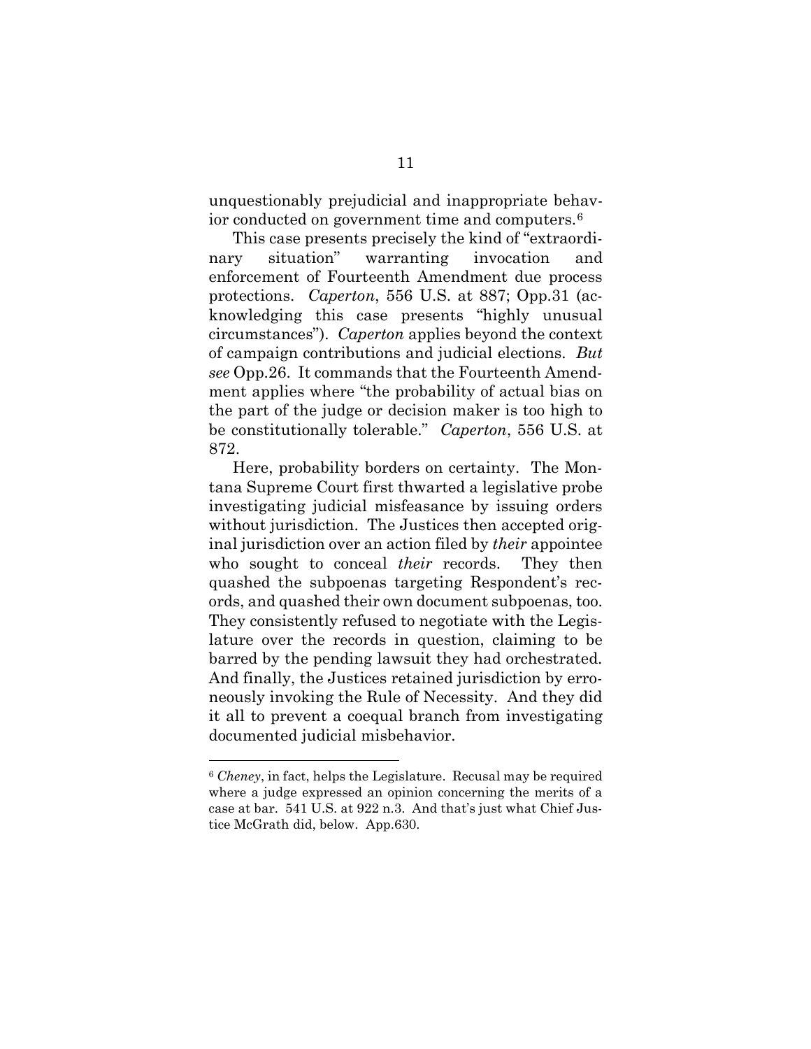unquestionably prejudicial and inappropriate behavior conducted on government time and computers.[6]

This case presents precisely the kind of "extraordinary situation" warranting invocation and enforcement of Fourteenth Amendment due process protections. *Caperton*, 556 U.S. at 887; Opp.31 (acknowledging this case presents "highly unusual circumstances"). *Caperton* applies beyond the context of campaign contributions and judicial elections. *But see* Opp.26. It commands that the Fourteenth Amendment applies where "the probability of actual bias on the part of the judge or decision maker is too high to be constitutionally tolerable." *Caperton*, 556 U.S. at 872.

Here, probability borders on certainty. The Montana Supreme Court first thwarted a legislative probe investigating judicial misfeasance by issuing orders without jurisdiction. The Justices then accepted original jurisdiction over an action filed by *their* appointee who sought to conceal *their* records. They then quashed the subpoenas targeting Respondent's records, and quashed their own document subpoenas, too. They consistently refused to negotiate with the Legislature over the records in question, claiming to be barred by the pending lawsuit they had orchestrated. And finally, the Justices retained jurisdiction by erroneously invoking the Rule of Necessity. And they did it all to prevent a coequal branch from investigating documented judicial misbehavior.

---

[6] *Cheney*, in fact, helps the Legislature. Recusal may be required where a judge expressed an opinion concerning the merits of a case at bar. 541 U.S. at 922 n.3. And that's just what Chief Justice McGrath did, below. App.630.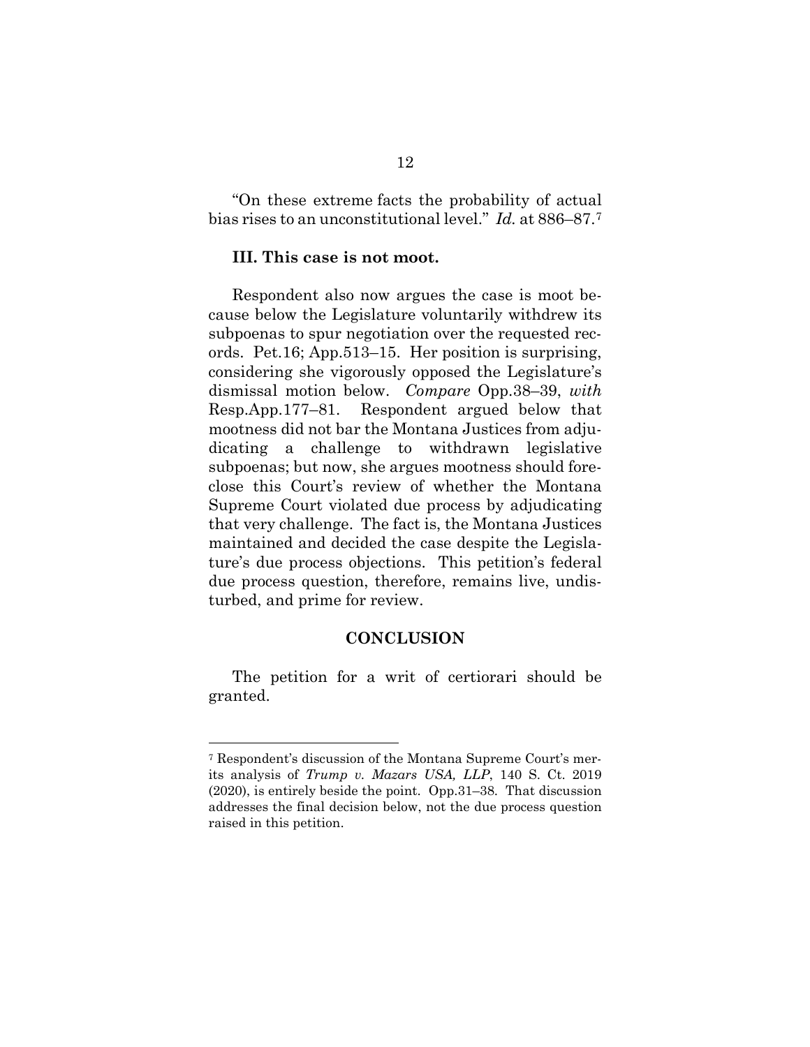"On these extreme facts the probability of actual bias rises to an unconstitutional level." *Id.* at 886–87.[7]

### III. This case is not moot.

Respondent also now argues the case is moot because below the Legislature voluntarily withdrew its subpoenas to spur negotiation over the requested records. Pet.16; App.513–15. Her position is surprising, considering she vigorously opposed the Legislature's dismissal motion below. *Compare* Opp.38–39, *with* Resp.App.177–81. Respondent argued below that mootness did not bar the Montana Justices from adjudicating a challenge to withdrawn legislative subpoenas; but now, she argues mootness should foreclose this Court's review of whether the Montana Supreme Court violated due process by adjudicating that very challenge. The fact is, the Montana Justices maintained and decided the case despite the Legislature's due process objections. This petition's federal due process question, therefore, remains live, undisturbed, and prime for review.

## CONCLUSION

The petition for a writ of certiorari should be granted.

---

[7] Respondent's discussion of the Montana Supreme Court's merits analysis of *Trump v. Mazars USA, LLP*, 140 S. Ct. 2019 (2020), is entirely beside the point. Opp.31–38. That discussion addresses the final decision below, not the due process question raised in this petition.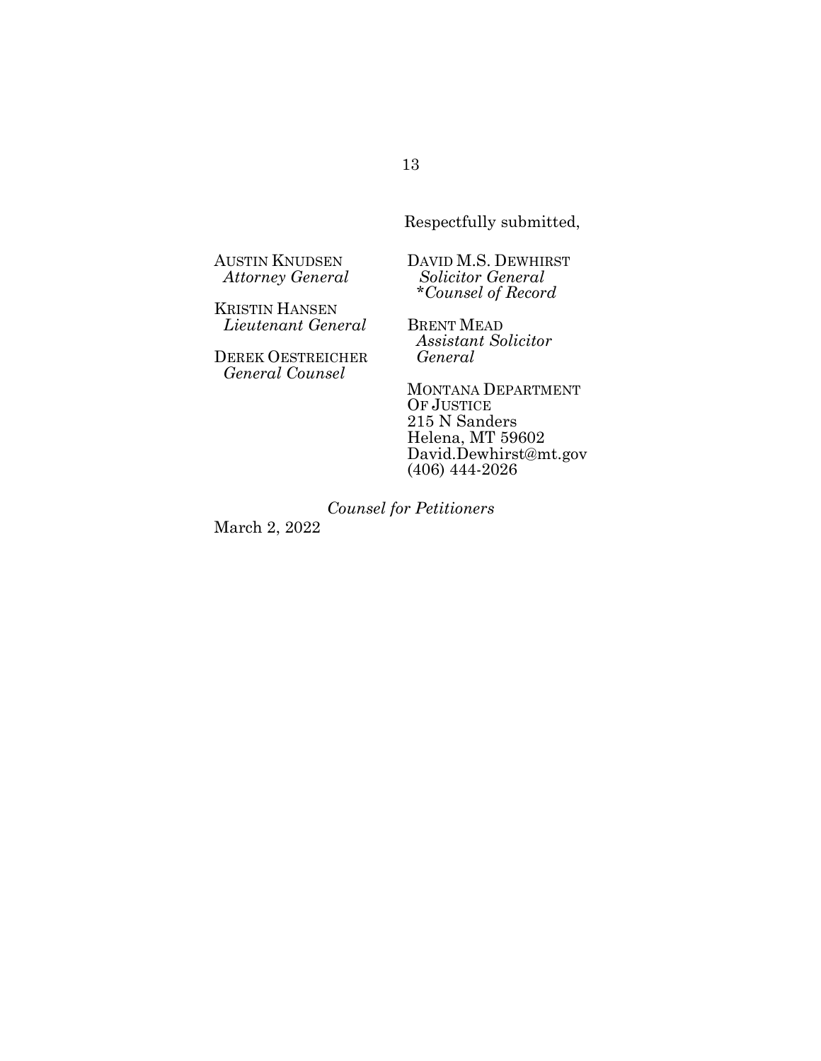Respectfully submitted,

AUSTIN KNUDSEN
*Attorney General*

KRISTIN HANSEN
*Lieutenant General*

DEREK OESTREICHER
*General Counsel*

DAVID M.S. DEWHIRST
*Solicitor General*
*\*Counsel of Record*

BRENT MEAD
*Assistant Solicitor General*

MONTANA DEPARTMENT OF JUSTICE
215 N Sanders
Helena, MT 59602
David.Dewhirst@mt.gov
(406) 444-2026

*Counsel for Petitioners*

March 2, 2022